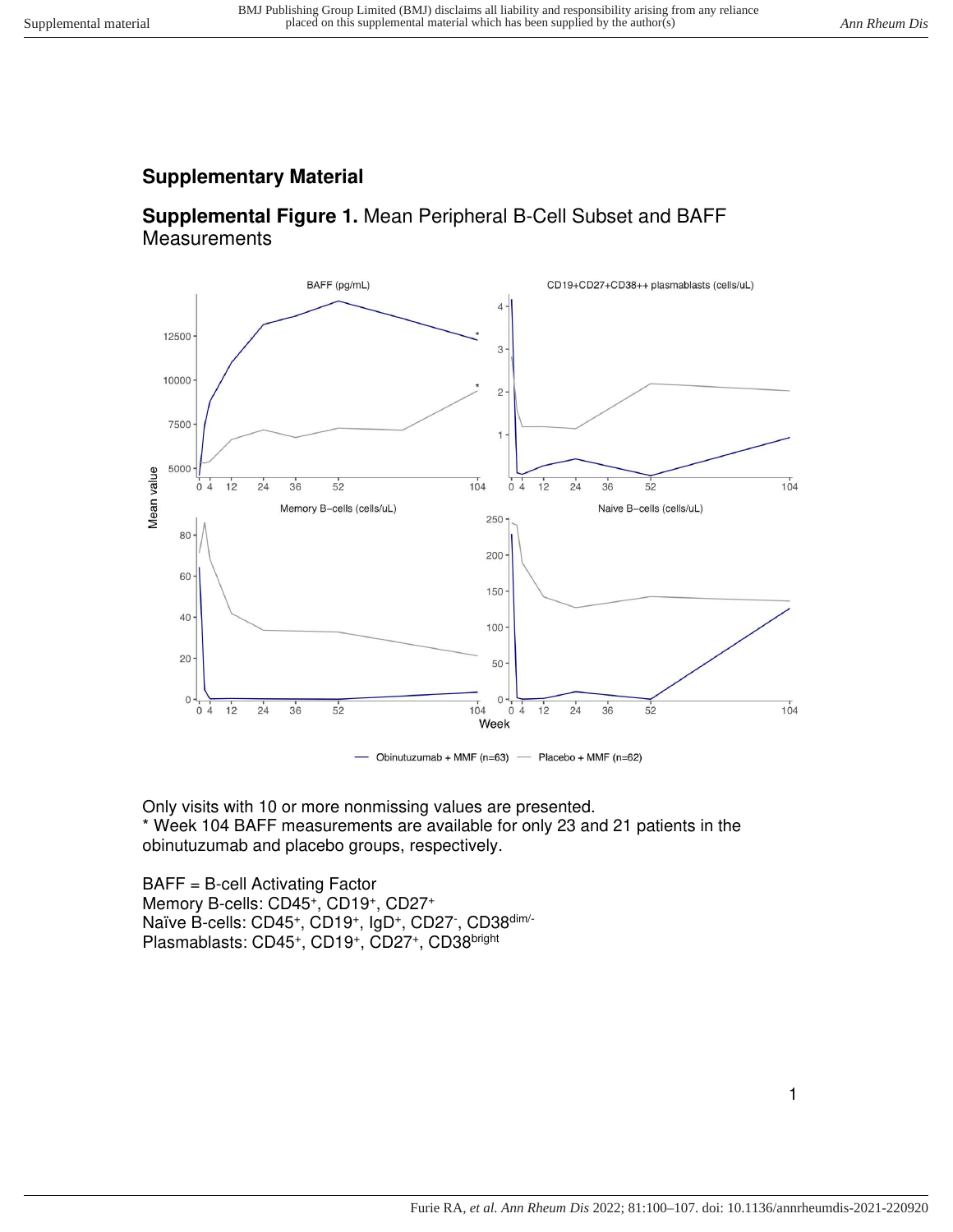## Supplementary Material

**Supplemental Figure 1.** Mean Peripheral B-Cell Subset and BAFF Measurements

Only visits with 10 or more nonmissing values are presented.
\* Week 104 BAFF measurements are available for only 23 and 21 patients in the obinutuzumab and placebo groups, respectively.

BAFF = B-cell Activating Factor
Memory B-cells: $CD45^{+}$, $CD19^{+}$, $CD27^{+}$
Naïve B-cells: $CD45^{+}$, $CD19^{+}$, $IgD^{+}$, $CD27^{-}$, $CD38^{dim/-}$
Plasmablasts: $CD45^{+}$, $CD19^{+}$, $CD27^{+}$, $CD38^{bright}$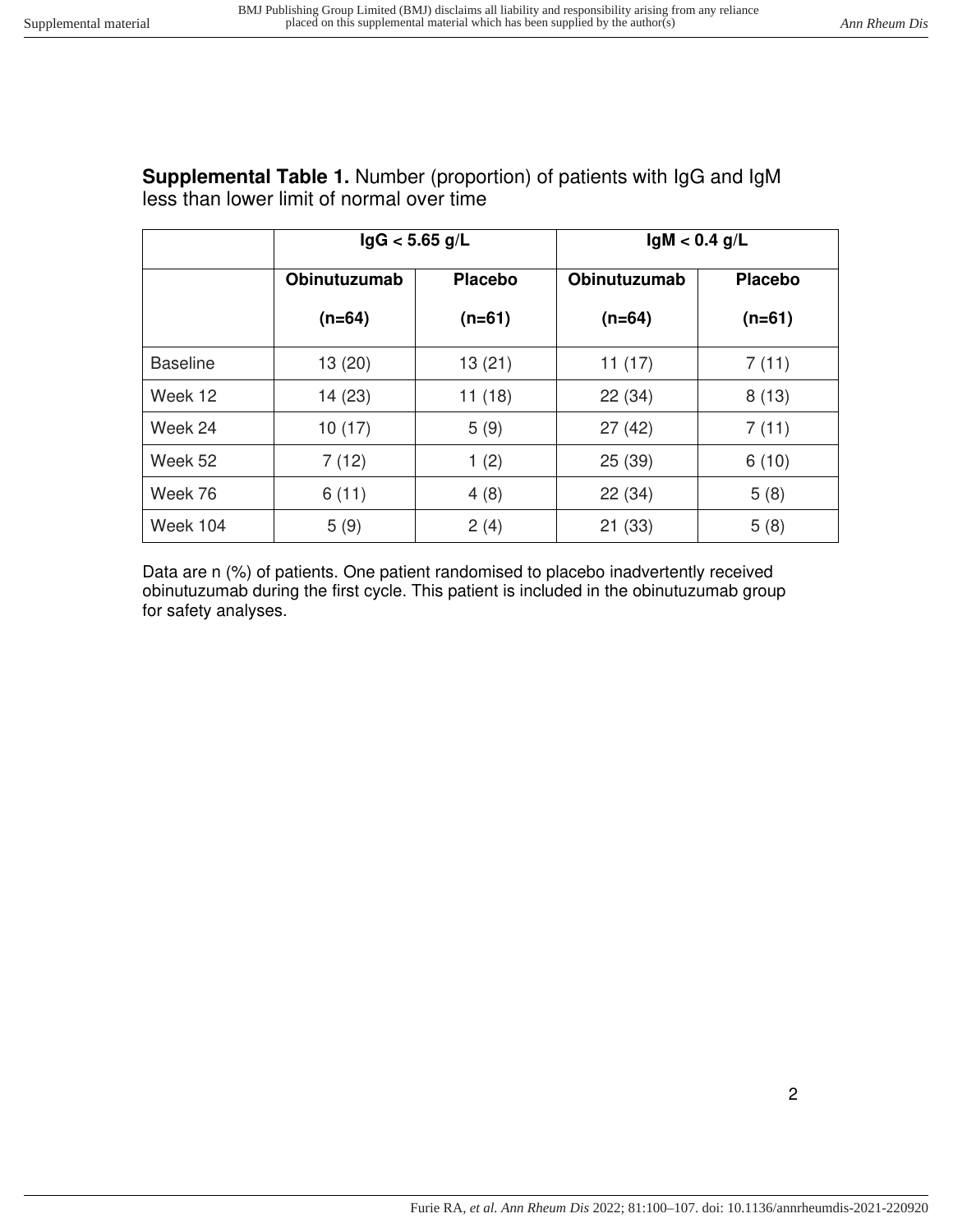**Supplemental Table 1.** Number (proportion) of patients with IgG and IgM less than lower limit of normal over time

| | IgG < 5.65 g/L | | IgM < 0.4 g/L | |
|---|---|---|---|---|
| | **Obinutuzumab (n=64)** | **Placebo (n=61)** | **Obinutuzumab (n=64)** | **Placebo (n=61)** |
| Baseline | 13 (20) | 13 (21) | 11 (17) | 7 (11) |
| Week 12 | 14 (23) | 11 (18) | 22 (34) | 8 (13) |
| Week 24 | 10 (17) | 5 (9) | 27 (42) | 7 (11) |
| Week 52 | 7 (12) | 1 (2) | 25 (39) | 6 (10) |
| Week 76 | 6 (11) | 4 (8) | 22 (34) | 5 (8) |
| Week 104 | 5 (9) | 2 (4) | 21 (33) | 5 (8) |

Data are n (%) of patients. One patient randomised to placebo inadvertently received obinutuzumab during the first cycle. This patient is included in the obinutuzumab group for safety analyses.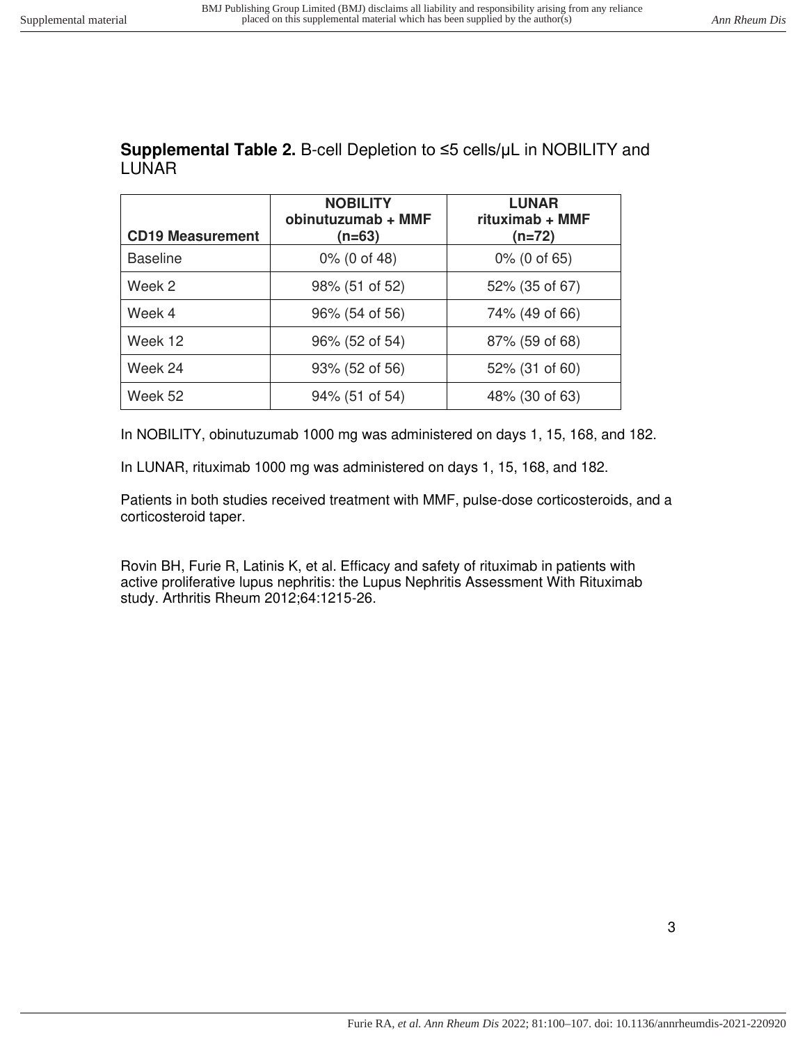**Supplemental Table 2.** B-cell Depletion to ≤5 cells/μL in NOBILITY and LUNAR

| CD19 Measurement | NOBILITY obinutuzumab + MMF (n=63) | LUNAR rituximab + MMF (n=72) |
|---|---|---|
| Baseline | 0% (0 of 48) | 0% (0 of 65) |
| Week 2 | 98% (51 of 52) | 52% (35 of 67) |
| Week 4 | 96% (54 of 56) | 74% (49 of 66) |
| Week 12 | 96% (52 of 54) | 87% (59 of 68) |
| Week 24 | 93% (52 of 56) | 52% (31 of 60) |
| Week 52 | 94% (51 of 54) | 48% (30 of 63) |

In NOBILITY, obinutuzumab 1000 mg was administered on days 1, 15, 168, and 182.

In LUNAR, rituximab 1000 mg was administered on days 1, 15, 168, and 182.

Patients in both studies received treatment with MMF, pulse-dose corticosteroids, and a corticosteroid taper.

Rovin BH, Furie R, Latinis K, et al. Efficacy and safety of rituximab in patients with active proliferative lupus nephritis: the Lupus Nephritis Assessment With Rituximab study. Arthritis Rheum 2012;64:1215-26.